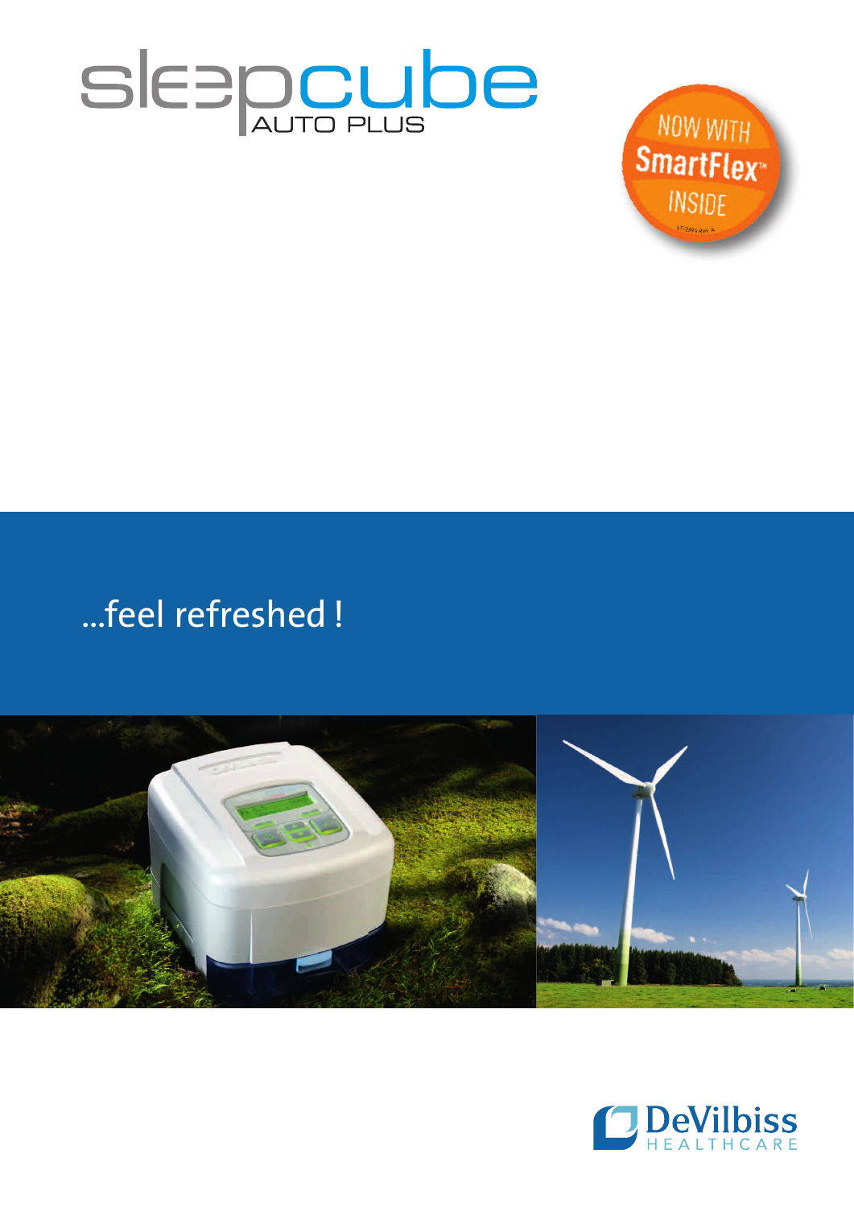# sleepcube AUTO PLUS

NOW WITH **SmartFlex**™ INSIDE

LT-2994 Rev. A

## ...feel refreshed !

DeVilbiss HEALTHCARE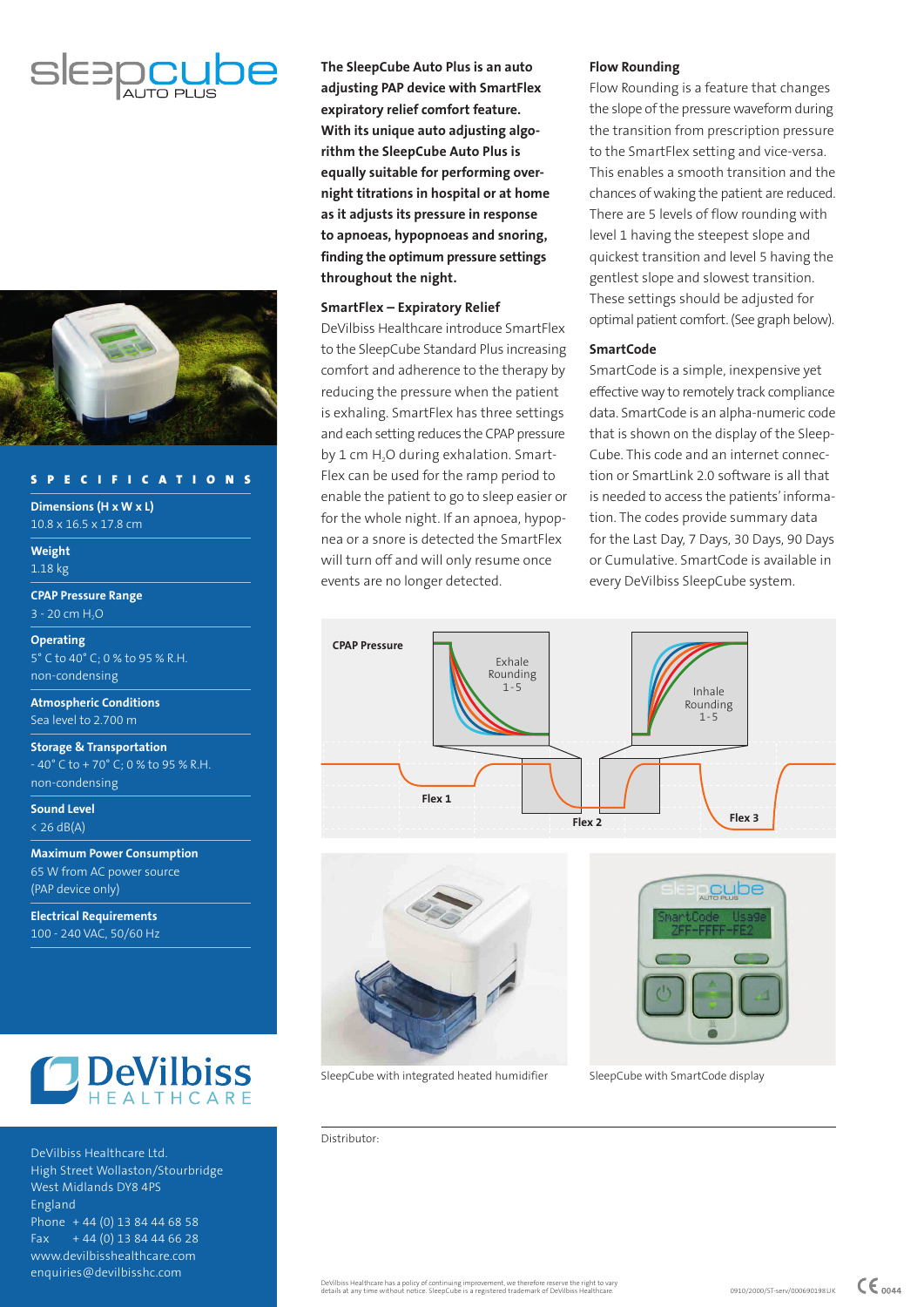# sleepcube AUTO PLUS

## SPECIFICATIONS

**Dimensions (H x W x L)**
10.8 x 16.5 x 17.8 cm

**Weight**
1.18 kg

**CPAP Pressure Range**
3 - 20 cm $H_2O$

**Operating**
5° C to 40° C; 0 % to 95 % R.H.
non-condensing

**Atmospheric Conditions**
Sea level to 2.700 m

**Storage & Transportation**
- 40° C to + 70° C; 0 % to 95 % R.H.
non-condensing

**Sound Level**
< 26 dB(A)

**Maximum Power Consumption**
65 W from AC power source
(PAP device only)

**Electrical Requirements**
100 - 240 VAC, 50/60 Hz

**DeVilbiss HEALTHCARE**

DeVilbiss Healthcare Ltd.
High Street Wollaston/Stourbridge
West Midlands DY8 4PS
England
Phone + 44 (0) 13 84 44 68 58
Fax + 44 (0) 13 84 44 66 28
www.devilbisshealthcare.com
enquiries@devilbisshc.com

**The SleepCube Auto Plus is an auto adjusting PAP device with SmartFlex expiratory relief comfort feature. With its unique auto adjusting algorithm the SleepCube Auto Plus is equally suitable for performing overnight titrations in hospital or at home as it adjusts its pressure in response to apnoeas, hypopnoeas and snoring, finding the optimum pressure settings throughout the night.**

### SmartFlex – Expiratory Relief

DeVilbiss Healthcare introduce SmartFlex to the SleepCube Standard Plus increasing comfort and adherence to the therapy by reducing the pressure when the patient is exhaling. SmartFlex has three settings and each setting reduces the CPAP pressure by 1 cm $H_2O$ during exhalation. SmartFlex can be used for the ramp period to enable the patient to go to sleep easier or for the whole night. If an apnoea, hypopnea or a snore is detected the SmartFlex will turn off and will only resume once events are no longer detected.

### Flow Rounding

Flow Rounding is a feature that changes the slope of the pressure waveform during the transition from prescription pressure to the SmartFlex setting and vice-versa. This enables a smooth transition and the chances of waking the patient are reduced. There are 5 levels of flow rounding with level 1 having the steepest slope and quickest transition and level 5 having the gentlest slope and slowest transition. These settings should be adjusted for optimal patient comfort. (See graph below).

### SmartCode

SmartCode is a simple, inexpensive yet effective way to remotely track compliance data. SmartCode is an alpha-numeric code that is shown on the display of the SleepCube. This code and an internet connection or SmartLink 2.0 software is all that is needed to access the patients' information. The codes provide summary data for the Last Day, 7 Days, 30 Days, 90 Days or Cumulative. SmartCode is available in every DeVilbiss SleepCube system.

CPAP Pressure
Exhale Rounding 1-5
Inhale Rounding 1-5
Flex 1
Flex 2
Flex 3

SleepCube with integrated heated humidifier

SleepCube with SmartCode display

Distributor:

DeVilbiss Healthcare has a policy of continuing improvement, we therefore reserve the right to vary details at any time without notice. SleepCube is a registered trademark of DeVilbiss Healthcare.

0910/2000/ST-serv/000690198UK

CE 0044